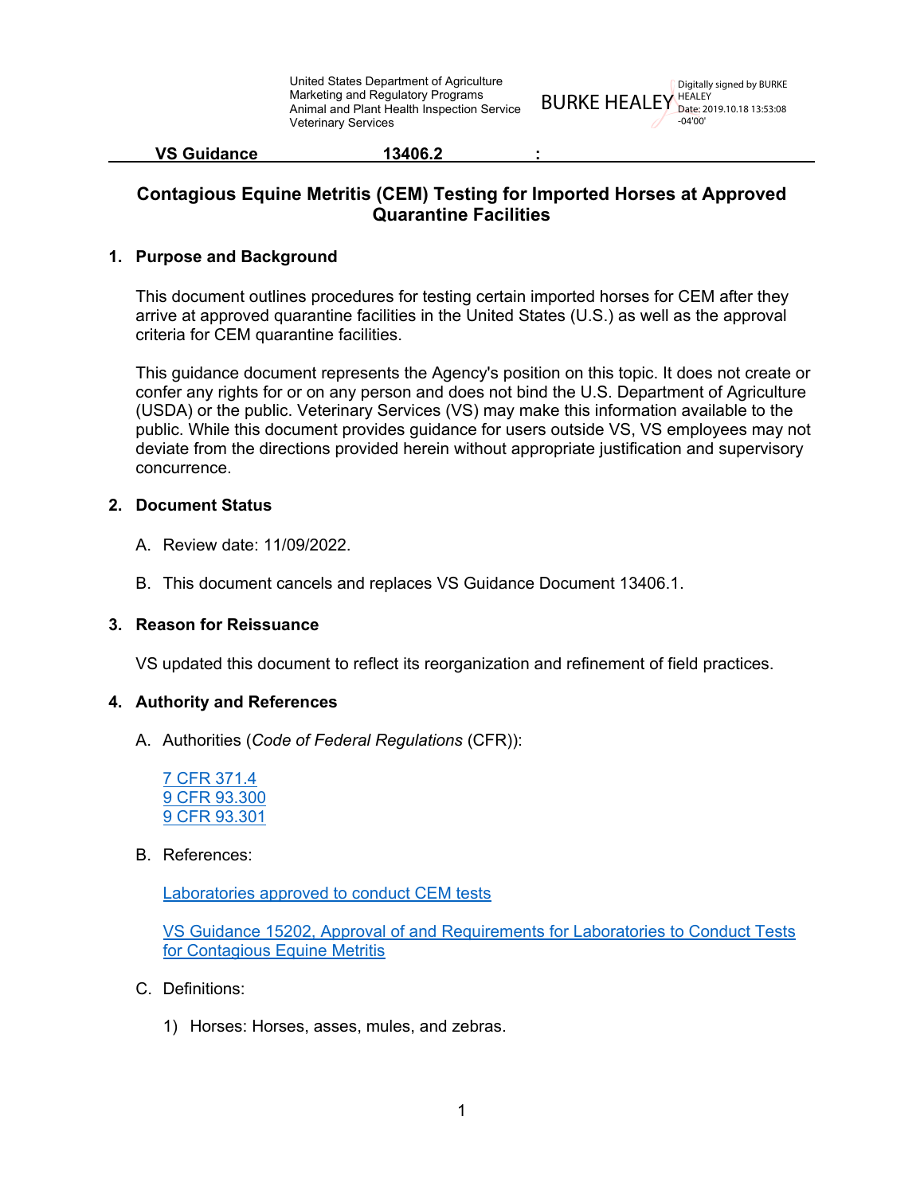United States Department of Agriculture
Marketing and Regulatory Programs
Animal and Plant Health Inspection Service
Veterinary Services

BURKE HEALEY Digitally signed by BURKE HEALEY Date: 2019.10.18 13:53:08 -04'00'

**VS Guidance 13406.2 :**

# Contagious Equine Metritis (CEM) Testing for Imported Horses at Approved Quarantine Facilities

## 1. Purpose and Background

This document outlines procedures for testing certain imported horses for CEM after they arrive at approved quarantine facilities in the United States (U.S.) as well as the approval criteria for CEM quarantine facilities.

This guidance document represents the Agency's position on this topic. It does not create or confer any rights for or on any person and does not bind the U.S. Department of Agriculture (USDA) or the public. Veterinary Services (VS) may make this information available to the public. While this document provides guidance for users outside VS, VS employees may not deviate from the directions provided herein without appropriate justification and supervisory concurrence.

## 2. Document Status

A. Review date: 11/09/2022.

B. This document cancels and replaces VS Guidance Document 13406.1.

## 3. Reason for Reissuance

VS updated this document to reflect its reorganization and refinement of field practices.

## 4. Authority and References

A. Authorities (*Code of Federal Regulations* (CFR)):

7 CFR 371.4
9 CFR 93.300
9 CFR 93.301

B. References:

Laboratories approved to conduct CEM tests

VS Guidance 15202, Approval of and Requirements for Laboratories to Conduct Tests for Contagious Equine Metritis

C. Definitions:

1) Horses: Horses, asses, mules, and zebras.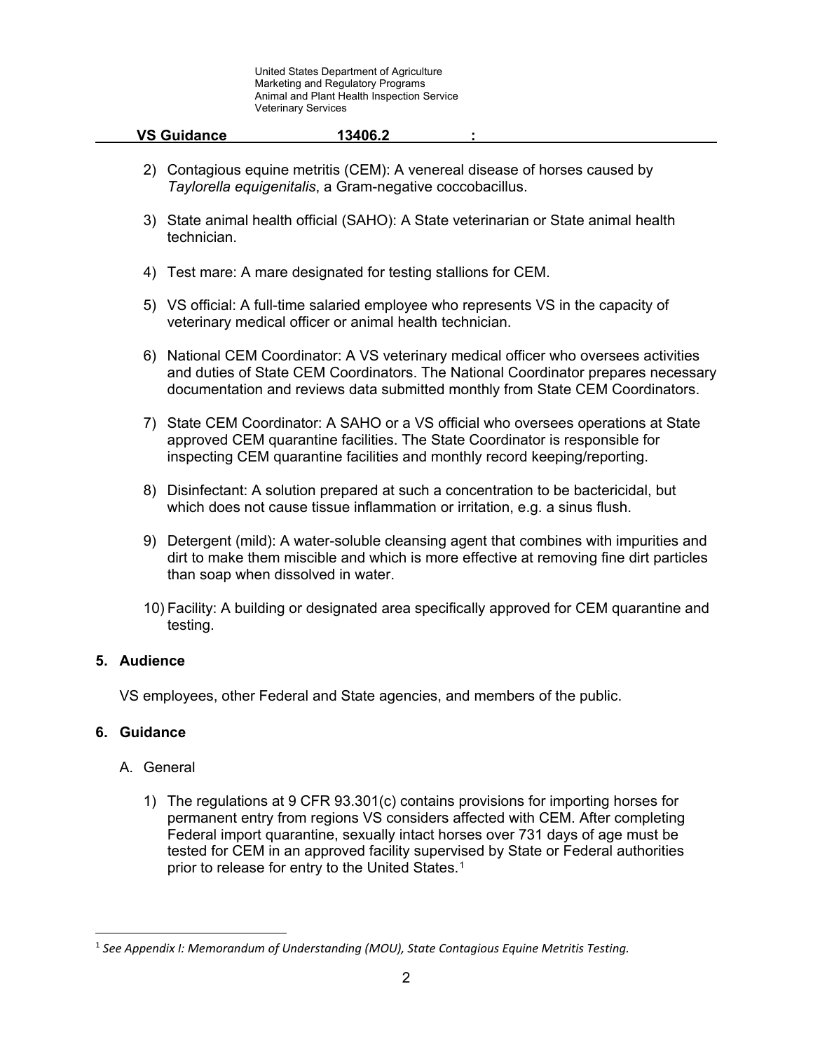2) Contagious equine metritis (CEM): A venereal disease of horses caused by *Taylorella equigenitalis*, a Gram-negative coccobacillus.

3) State animal health official (SAHO): A State veterinarian or State animal health technician.

4) Test mare: A mare designated for testing stallions for CEM.

5) VS official: A full-time salaried employee who represents VS in the capacity of veterinary medical officer or animal health technician.

6) National CEM Coordinator: A VS veterinary medical officer who oversees activities and duties of State CEM Coordinators. The National Coordinator prepares necessary documentation and reviews data submitted monthly from State CEM Coordinators.

7) State CEM Coordinator: A SAHO or a VS official who oversees operations at State approved CEM quarantine facilities. The State Coordinator is responsible for inspecting CEM quarantine facilities and monthly record keeping/reporting.

8) Disinfectant: A solution prepared at such a concentration to be bactericidal, but which does not cause tissue inflammation or irritation, e.g. a sinus flush.

9) Detergent (mild): A water-soluble cleansing agent that combines with impurities and dirt to make them miscible and which is more effective at removing fine dirt particles than soap when dissolved in water.

10) Facility: A building or designated area specifically approved for CEM quarantine and testing.

## 5. Audience

VS employees, other Federal and State agencies, and members of the public.

## 6. Guidance

A. General

1) The regulations at 9 CFR 93.301(c) contains provisions for importing horses for permanent entry from regions VS considers affected with CEM. After completing Federal import quarantine, sexually intact horses over 731 days of age must be tested for CEM in an approved facility supervised by State or Federal authorities prior to release for entry to the United States.[1]

[1] *See Appendix I: Memorandum of Understanding (MOU), State Contagious Equine Metritis Testing.*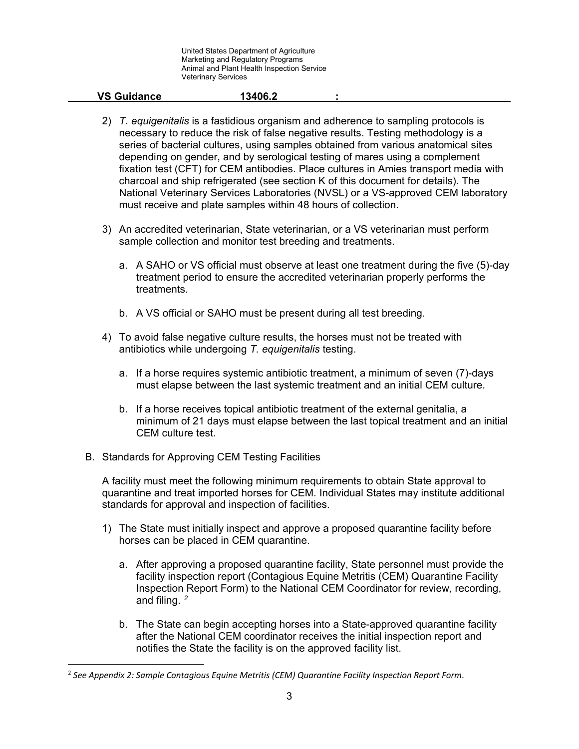2) *T. equigenitalis* is a fastidious organism and adherence to sampling protocols is necessary to reduce the risk of false negative results. Testing methodology is a series of bacterial cultures, using samples obtained from various anatomical sites depending on gender, and by serological testing of mares using a complement fixation test (CFT) for CEM antibodies. Place cultures in Amies transport media with charcoal and ship refrigerated (see section K of this document for details). The National Veterinary Services Laboratories (NVSL) or a VS-approved CEM laboratory must receive and plate samples within 48 hours of collection.

3) An accredited veterinarian, State veterinarian, or a VS veterinarian must perform sample collection and monitor test breeding and treatments.

   a. A SAHO or VS official must observe at least one treatment during the five (5)-day treatment period to ensure the accredited veterinarian properly performs the treatments.

   b. A VS official or SAHO must be present during all test breeding.

4) To avoid false negative culture results, the horses must not be treated with antibiotics while undergoing *T. equigenitalis* testing.

   a. If a horse requires systemic antibiotic treatment, a minimum of seven (7)-days must elapse between the last systemic treatment and an initial CEM culture.

   b. If a horse receives topical antibiotic treatment of the external genitalia, a minimum of 21 days must elapse between the last topical treatment and an initial CEM culture test.

B. Standards for Approving CEM Testing Facilities

A facility must meet the following minimum requirements to obtain State approval to quarantine and treat imported horses for CEM. Individual States may institute additional standards for approval and inspection of facilities.

1) The State must initially inspect and approve a proposed quarantine facility before horses can be placed in CEM quarantine.

   a. After approving a proposed quarantine facility, State personnel must provide the facility inspection report (Contagious Equine Metritis (CEM) Quarantine Facility Inspection Report Form) to the National CEM Coordinator for review, recording, and filing. [2]

   b. The State can begin accepting horses into a State-approved quarantine facility after the National CEM coordinator receives the initial inspection report and notifies the State the facility is on the approved facility list.

[2] *See Appendix 2: Sample Contagious Equine Metritis (CEM) Quarantine Facility Inspection Report Form*.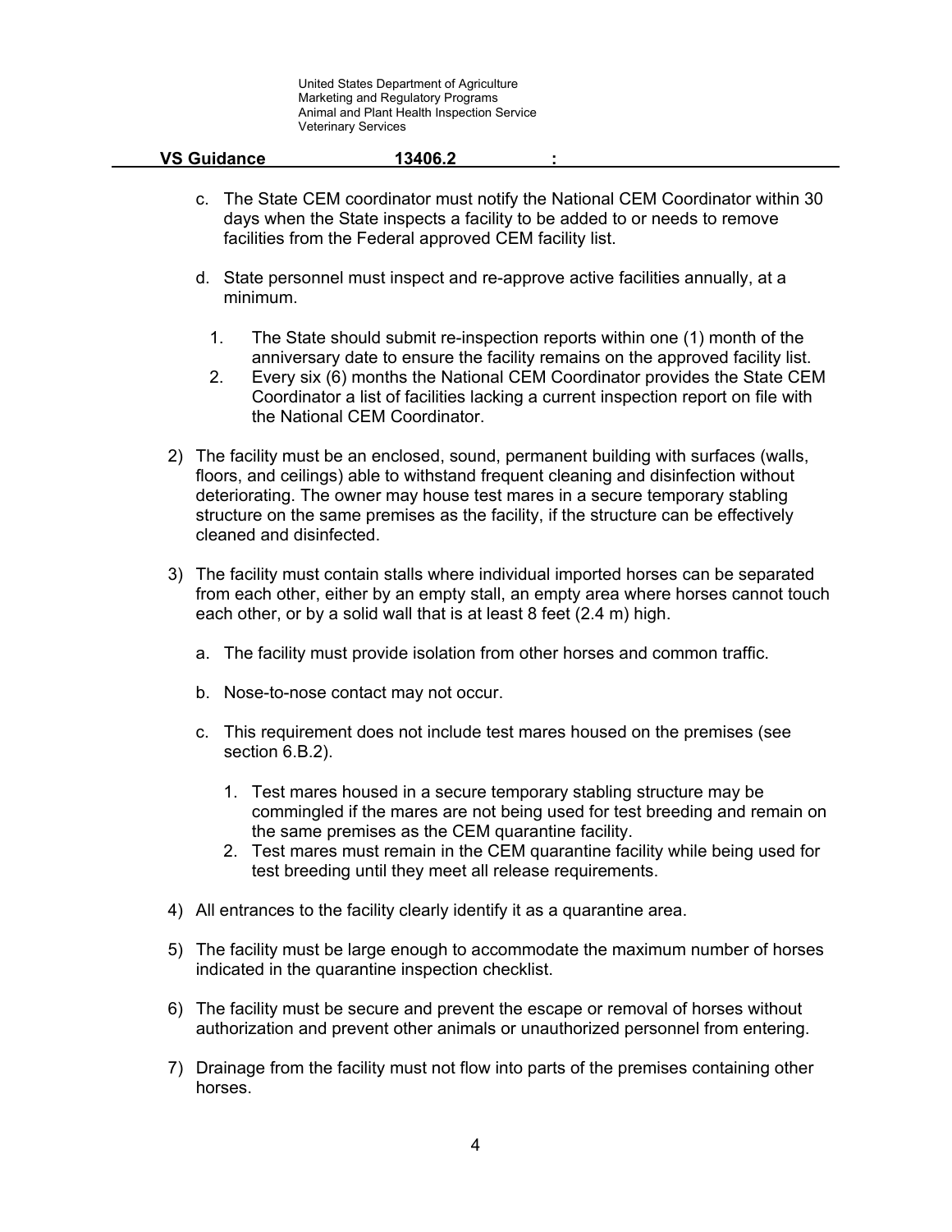c. The State CEM coordinator must notify the National CEM Coordinator within 30 days when the State inspects a facility to be added to or needs to remove facilities from the Federal approved CEM facility list.

d. State personnel must inspect and re-approve active facilities annually, at a minimum.

   1. The State should submit re-inspection reports within one (1) month of the anniversary date to ensure the facility remains on the approved facility list.
   2. Every six (6) months the National CEM Coordinator provides the State CEM Coordinator a list of facilities lacking a current inspection report on file with the National CEM Coordinator.

2) The facility must be an enclosed, sound, permanent building with surfaces (walls, floors, and ceilings) able to withstand frequent cleaning and disinfection without deteriorating. The owner may house test mares in a secure temporary stabling structure on the same premises as the facility, if the structure can be effectively cleaned and disinfected.

3) The facility must contain stalls where individual imported horses can be separated from each other, either by an empty stall, an empty area where horses cannot touch each other, or by a solid wall that is at least 8 feet (2.4 m) high.

   a. The facility must provide isolation from other horses and common traffic.

   b. Nose-to-nose contact may not occur.

   c. This requirement does not include test mares housed on the premises (see section 6.B.2).

      1. Test mares housed in a secure temporary stabling structure may be commingled if the mares are not being used for test breeding and remain on the same premises as the CEM quarantine facility.
      2. Test mares must remain in the CEM quarantine facility while being used for test breeding until they meet all release requirements.

4) All entrances to the facility clearly identify it as a quarantine area.

5) The facility must be large enough to accommodate the maximum number of horses indicated in the quarantine inspection checklist.

6) The facility must be secure and prevent the escape or removal of horses without authorization and prevent other animals or unauthorized personnel from entering.

7) Drainage from the facility must not flow into parts of the premises containing other horses.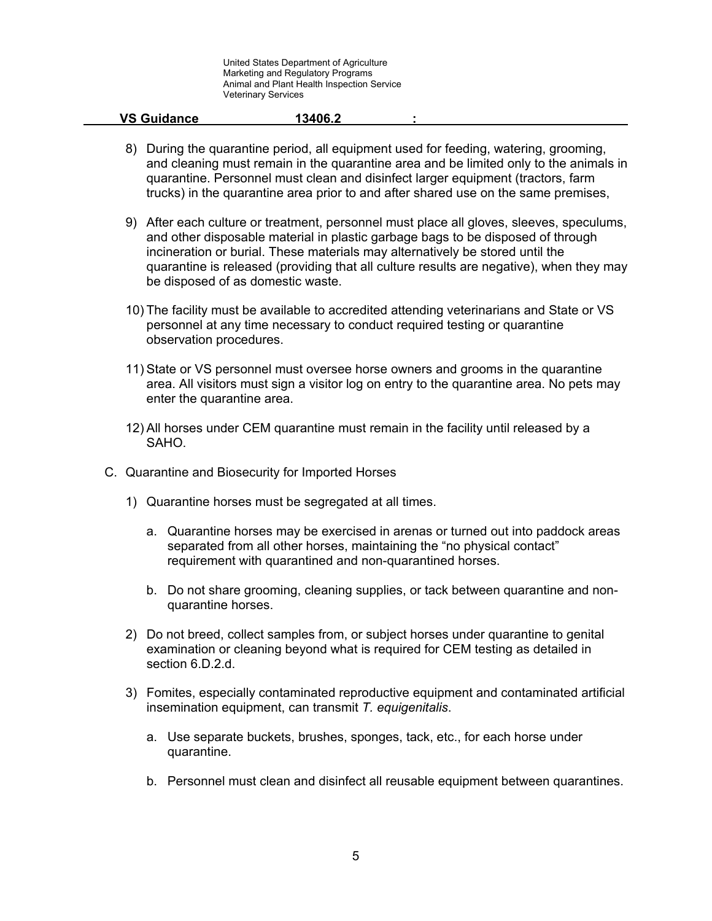8) During the quarantine period, all equipment used for feeding, watering, grooming, and cleaning must remain in the quarantine area and be limited only to the animals in quarantine. Personnel must clean and disinfect larger equipment (tractors, farm trucks) in the quarantine area prior to and after shared use on the same premises,

9) After each culture or treatment, personnel must place all gloves, sleeves, speculums, and other disposable material in plastic garbage bags to be disposed of through incineration or burial. These materials may alternatively be stored until the quarantine is released (providing that all culture results are negative), when they may be disposed of as domestic waste.

10) The facility must be available to accredited attending veterinarians and State or VS personnel at any time necessary to conduct required testing or quarantine observation procedures.

11) State or VS personnel must oversee horse owners and grooms in the quarantine area. All visitors must sign a visitor log on entry to the quarantine area. No pets may enter the quarantine area.

12) All horses under CEM quarantine must remain in the facility until released by a SAHO.

C. Quarantine and Biosecurity for Imported Horses

1) Quarantine horses must be segregated at all times.

   a. Quarantine horses may be exercised in arenas or turned out into paddock areas separated from all other horses, maintaining the "no physical contact" requirement with quarantined and non-quarantined horses.

   b. Do not share grooming, cleaning supplies, or tack between quarantine and non-quarantine horses.

2) Do not breed, collect samples from, or subject horses under quarantine to genital examination or cleaning beyond what is required for CEM testing as detailed in section 6.D.2.d.

3) Fomites, especially contaminated reproductive equipment and contaminated artificial insemination equipment, can transmit *T. equigenitalis*.

   a. Use separate buckets, brushes, sponges, tack, etc., for each horse under quarantine.

   b. Personnel must clean and disinfect all reusable equipment between quarantines.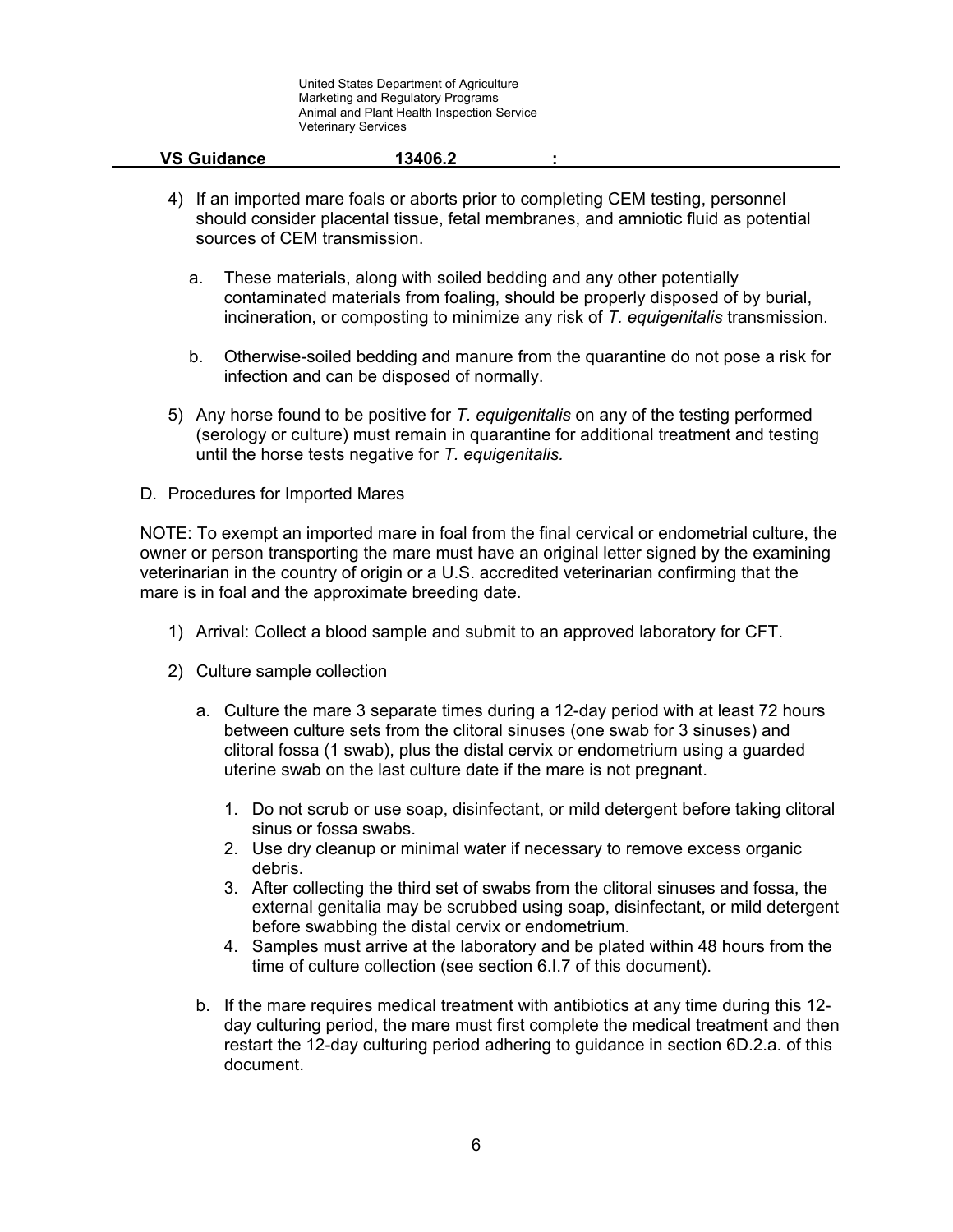4) If an imported mare foals or aborts prior to completing CEM testing, personnel should consider placental tissue, fetal membranes, and amniotic fluid as potential sources of CEM transmission.

   a. These materials, along with soiled bedding and any other potentially contaminated materials from foaling, should be properly disposed of by burial, incineration, or composting to minimize any risk of *T. equigenitalis* transmission.

   b. Otherwise-soiled bedding and manure from the quarantine do not pose a risk for infection and can be disposed of normally.

5) Any horse found to be positive for *T. equigenitalis* on any of the testing performed (serology or culture) must remain in quarantine for additional treatment and testing until the horse tests negative for *T. equigenitalis.*

D. Procedures for Imported Mares

NOTE: To exempt an imported mare in foal from the final cervical or endometrial culture, the owner or person transporting the mare must have an original letter signed by the examining veterinarian in the country of origin or a U.S. accredited veterinarian confirming that the mare is in foal and the approximate breeding date.

1) Arrival: Collect a blood sample and submit to an approved laboratory for CFT.

2) Culture sample collection

   a. Culture the mare 3 separate times during a 12-day period with at least 72 hours between culture sets from the clitoral sinuses (one swab for 3 sinuses) and clitoral fossa (1 swab), plus the distal cervix or endometrium using a guarded uterine swab on the last culture date if the mare is not pregnant.

      1. Do not scrub or use soap, disinfectant, or mild detergent before taking clitoral sinus or fossa swabs.
      2. Use dry cleanup or minimal water if necessary to remove excess organic debris.
      3. After collecting the third set of swabs from the clitoral sinuses and fossa, the external genitalia may be scrubbed using soap, disinfectant, or mild detergent before swabbing the distal cervix or endometrium.
      4. Samples must arrive at the laboratory and be plated within 48 hours from the time of culture collection (see section 6.I.7 of this document).

   b. If the mare requires medical treatment with antibiotics at any time during this 12-day culturing period, the mare must first complete the medical treatment and then restart the 12-day culturing period adhering to guidance in section 6D.2.a. of this document.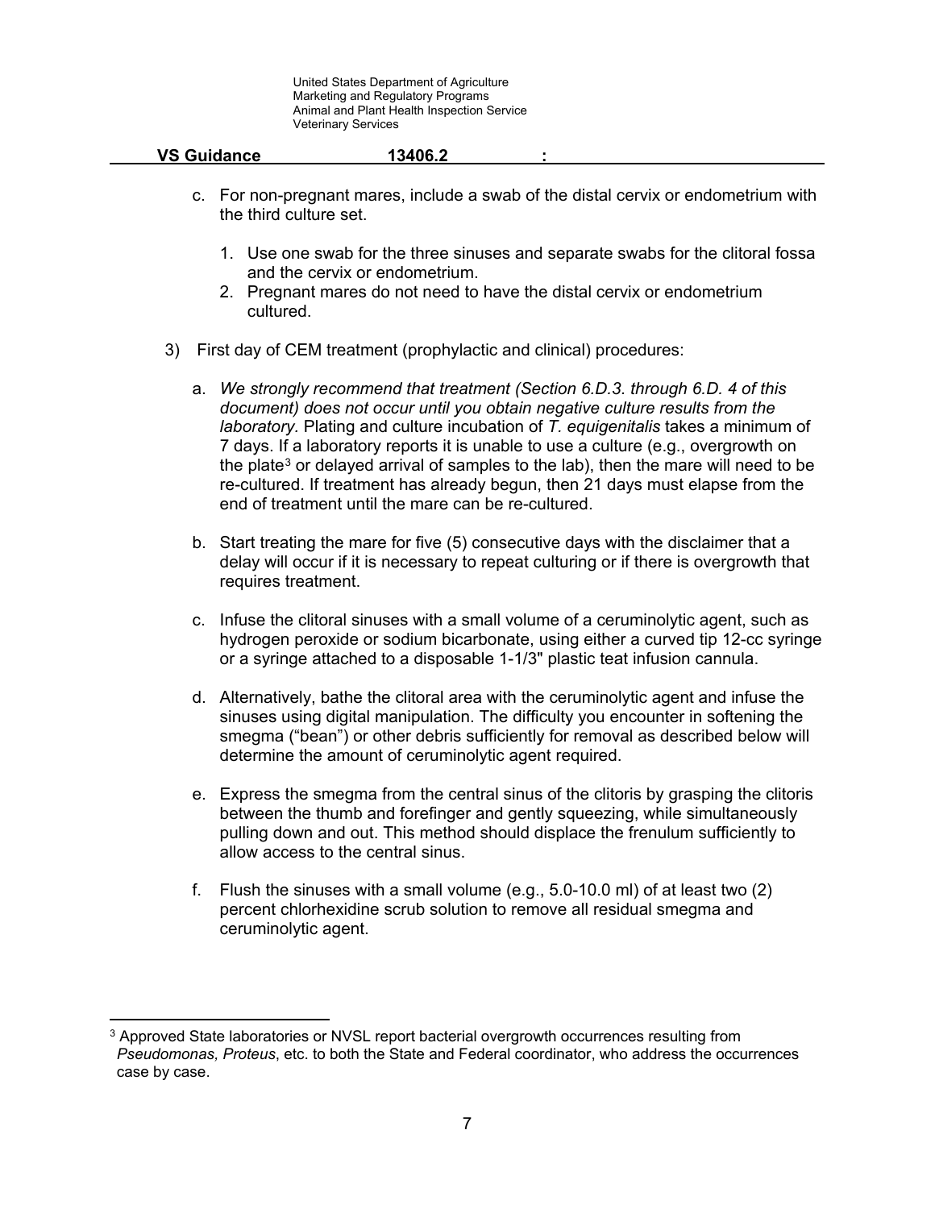c. For non-pregnant mares, include a swab of the distal cervix or endometrium with the third culture set.

   1. Use one swab for the three sinuses and separate swabs for the clitoral fossa and the cervix or endometrium.
   2. Pregnant mares do not need to have the distal cervix or endometrium cultured.

3) First day of CEM treatment (prophylactic and clinical) procedures:

   a. *We strongly recommend that treatment (Section 6.D.3. through 6.D. 4 of this document) does not occur until you obtain negative culture results from the laboratory.* Plating and culture incubation of *T. equigenitalis* takes a minimum of 7 days. If a laboratory reports it is unable to use a culture (e.g., overgrowth on the plate[3] or delayed arrival of samples to the lab), then the mare will need to be re-cultured. If treatment has already begun, then 21 days must elapse from the end of treatment until the mare can be re-cultured.

   b. Start treating the mare for five (5) consecutive days with the disclaimer that a delay will occur if it is necessary to repeat culturing or if there is overgrowth that requires treatment.

   c. Infuse the clitoral sinuses with a small volume of a ceruminolytic agent, such as hydrogen peroxide or sodium bicarbonate, using either a curved tip 12-cc syringe or a syringe attached to a disposable 1-1/3" plastic teat infusion cannula.

   d. Alternatively, bathe the clitoral area with the ceruminolytic agent and infuse the sinuses using digital manipulation. The difficulty you encounter in softening the smegma ("bean") or other debris sufficiently for removal as described below will determine the amount of ceruminolytic agent required.

   e. Express the smegma from the central sinus of the clitoris by grasping the clitoris between the thumb and forefinger and gently squeezing, while simultaneously pulling down and out. This method should displace the frenulum sufficiently to allow access to the central sinus.

   f. Flush the sinuses with a small volume (e.g., 5.0-10.0 ml) of at least two (2) percent chlorhexidine scrub solution to remove all residual smegma and ceruminolytic agent.

---

[3] Approved State laboratories or NVSL report bacterial overgrowth occurrences resulting from *Pseudomonas, Proteus*, etc. to both the State and Federal coordinator, who address the occurrences case by case.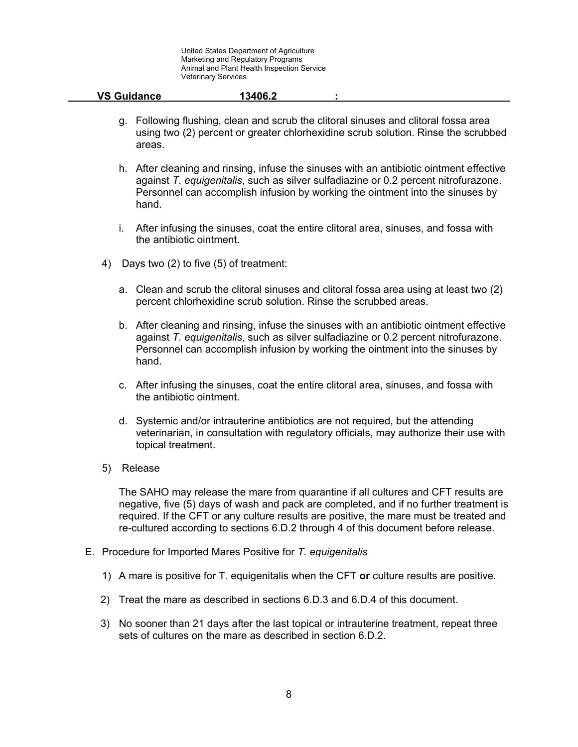g. Following flushing, clean and scrub the clitoral sinuses and clitoral fossa area using two (2) percent or greater chlorhexidine scrub solution. Rinse the scrubbed areas.

h. After cleaning and rinsing, infuse the sinuses with an antibiotic ointment effective against *T. equigenitalis*, such as silver sulfadiazine or 0.2 percent nitrofurazone. Personnel can accomplish infusion by working the ointment into the sinuses by hand.

i. After infusing the sinuses, coat the entire clitoral area, sinuses, and fossa with the antibiotic ointment.

4) Days two (2) to five (5) of treatment:

a. Clean and scrub the clitoral sinuses and clitoral fossa area using at least two (2) percent chlorhexidine scrub solution. Rinse the scrubbed areas.

b. After cleaning and rinsing, infuse the sinuses with an antibiotic ointment effective against *T. equigenitalis*, such as silver sulfadiazine or 0.2 percent nitrofurazone. Personnel can accomplish infusion by working the ointment into the sinuses by hand.

c. After infusing the sinuses, coat the entire clitoral area, sinuses, and fossa with the antibiotic ointment.

d. Systemic and/or intrauterine antibiotics are not required, but the attending veterinarian, in consultation with regulatory officials, may authorize their use with topical treatment.

5) Release

The SAHO may release the mare from quarantine if all cultures and CFT results are negative, five (5) days of wash and pack are completed, and if no further treatment is required. If the CFT or any culture results are positive, the mare must be treated and re-cultured according to sections 6.D.2 through 4 of this document before release.

E. Procedure for Imported Mares Positive for *T. equigenitalis*

1) A mare is positive for T. equigenitalis when the CFT **or** culture results are positive.

2) Treat the mare as described in sections 6.D.3 and 6.D.4 of this document.

3) No sooner than 21 days after the last topical or intrauterine treatment, repeat three sets of cultures on the mare as described in section 6.D.2.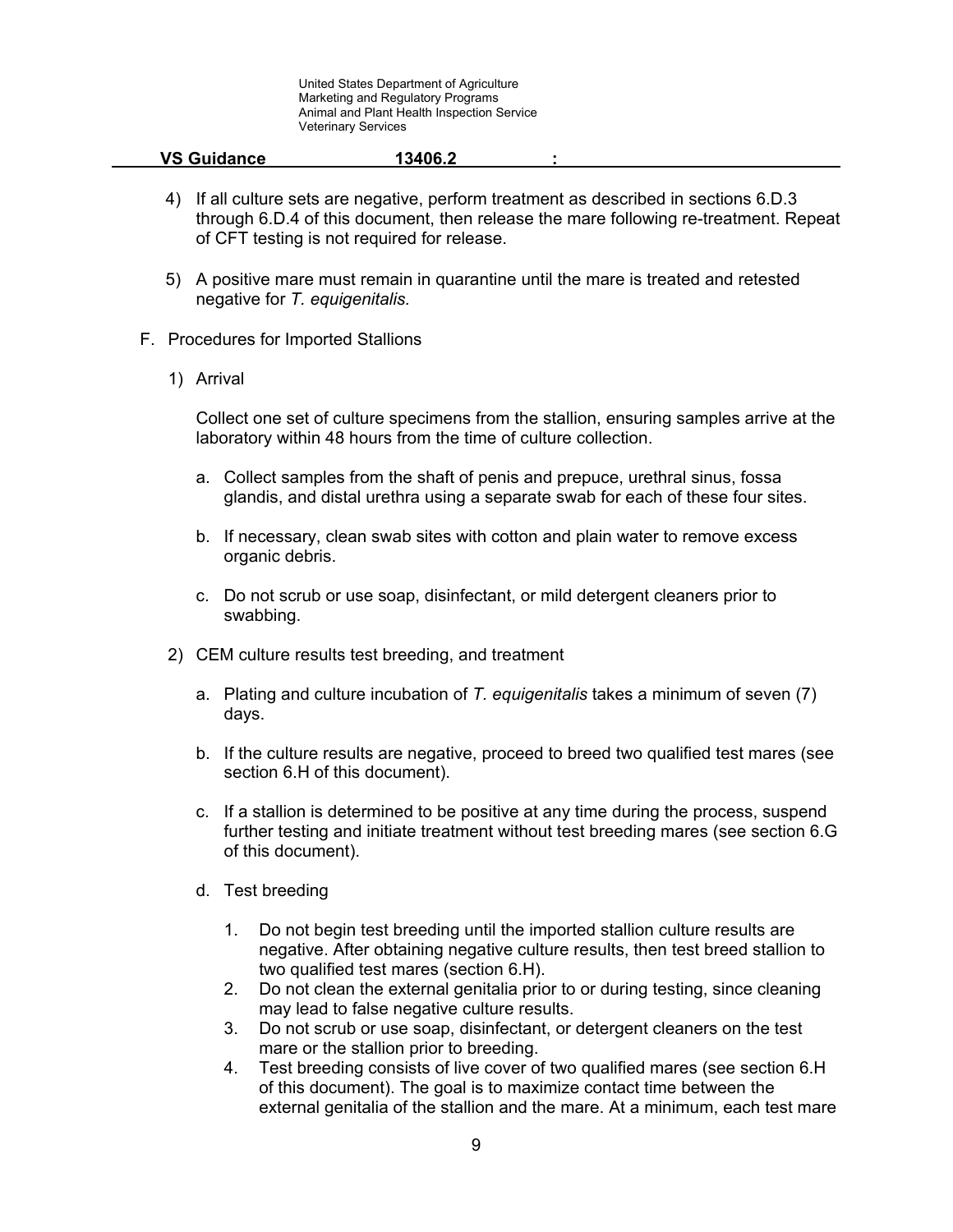4) If all culture sets are negative, perform treatment as described in sections 6.D.3 through 6.D.4 of this document, then release the mare following re-treatment. Repeat of CFT testing is not required for release.

5) A positive mare must remain in quarantine until the mare is treated and retested negative for *T. equigenitalis.*

F. Procedures for Imported Stallions

1) Arrival

Collect one set of culture specimens from the stallion, ensuring samples arrive at the laboratory within 48 hours from the time of culture collection.

a. Collect samples from the shaft of penis and prepuce, urethral sinus, fossa glandis, and distal urethra using a separate swab for each of these four sites.

b. If necessary, clean swab sites with cotton and plain water to remove excess organic debris.

c. Do not scrub or use soap, disinfectant, or mild detergent cleaners prior to swabbing.

2) CEM culture results test breeding, and treatment

a. Plating and culture incubation of *T. equigenitalis* takes a minimum of seven (7) days.

b. If the culture results are negative, proceed to breed two qualified test mares (see section 6.H of this document).

c. If a stallion is determined to be positive at any time during the process, suspend further testing and initiate treatment without test breeding mares (see section 6.G of this document).

d. Test breeding

1. Do not begin test breeding until the imported stallion culture results are negative. After obtaining negative culture results, then test breed stallion to two qualified test mares (section 6.H).
2. Do not clean the external genitalia prior to or during testing, since cleaning may lead to false negative culture results.
3. Do not scrub or use soap, disinfectant, or detergent cleaners on the test mare or the stallion prior to breeding.
4. Test breeding consists of live cover of two qualified mares (see section 6.H of this document). The goal is to maximize contact time between the external genitalia of the stallion and the mare. At a minimum, each test mare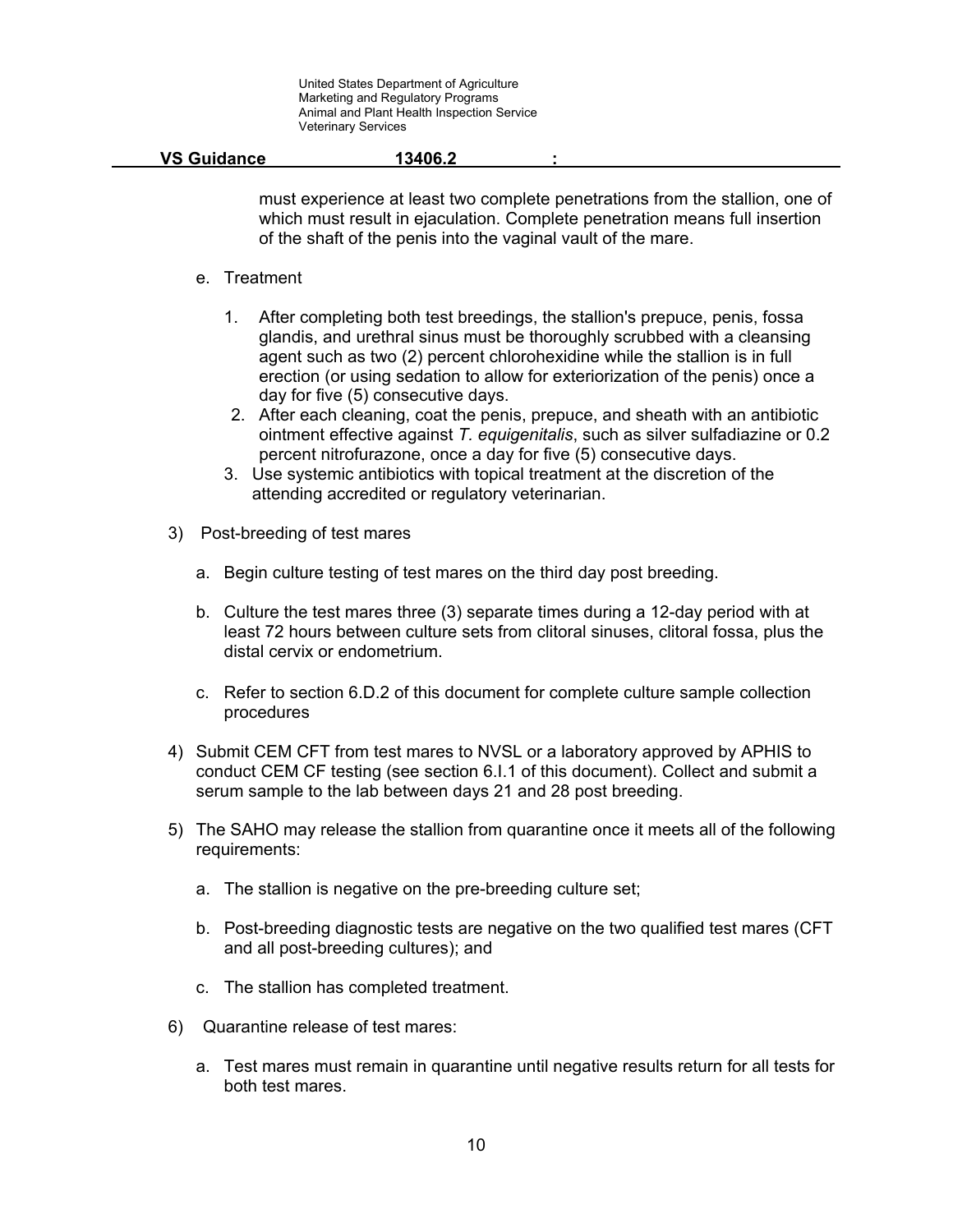must experience at least two complete penetrations from the stallion, one of which must result in ejaculation. Complete penetration means full insertion of the shaft of the penis into the vaginal vault of the mare.

e. Treatment

1. After completing both test breedings, the stallion's prepuce, penis, fossa glandis, and urethral sinus must be thoroughly scrubbed with a cleansing agent such as two (2) percent chlorohexidine while the stallion is in full erection (or using sedation to allow for exteriorization of the penis) once a day for five (5) consecutive days.
2. After each cleaning, coat the penis, prepuce, and sheath with an antibiotic ointment effective against *T. equigenitalis*, such as silver sulfadiazine or 0.2 percent nitrofurazone, once a day for five (5) consecutive days.
3. Use systemic antibiotics with topical treatment at the discretion of the attending accredited or regulatory veterinarian.

3) Post-breeding of test mares

a. Begin culture testing of test mares on the third day post breeding.

b. Culture the test mares three (3) separate times during a 12-day period with at least 72 hours between culture sets from clitoral sinuses, clitoral fossa, plus the distal cervix or endometrium.

c. Refer to section 6.D.2 of this document for complete culture sample collection procedures

4) Submit CEM CFT from test mares to NVSL or a laboratory approved by APHIS to conduct CEM CF testing (see section 6.I.1 of this document). Collect and submit a serum sample to the lab between days 21 and 28 post breeding.

5) The SAHO may release the stallion from quarantine once it meets all of the following requirements:

a. The stallion is negative on the pre-breeding culture set;

b. Post-breeding diagnostic tests are negative on the two qualified test mares (CFT and all post-breeding cultures); and

c. The stallion has completed treatment.

6) Quarantine release of test mares:

a. Test mares must remain in quarantine until negative results return for all tests for both test mares.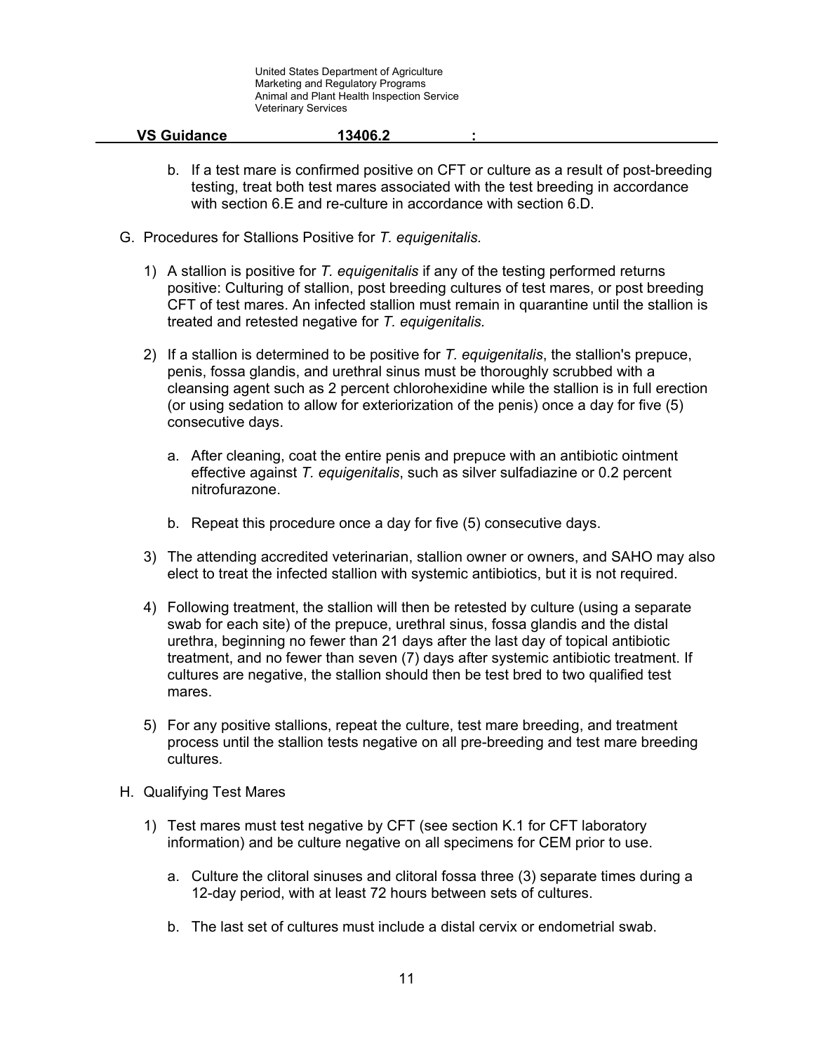b. If a test mare is confirmed positive on CFT or culture as a result of post-breeding testing, treat both test mares associated with the test breeding in accordance with section 6.E and re-culture in accordance with section 6.D.

G. Procedures for Stallions Positive for *T. equigenitalis.*

1) A stallion is positive for *T. equigenitalis* if any of the testing performed returns positive: Culturing of stallion, post breeding cultures of test mares, or post breeding CFT of test mares. An infected stallion must remain in quarantine until the stallion is treated and retested negative for *T. equigenitalis.*

2) If a stallion is determined to be positive for *T. equigenitalis*, the stallion's prepuce, penis, fossa glandis, and urethral sinus must be thoroughly scrubbed with a cleansing agent such as 2 percent chlorohexidine while the stallion is in full erection (or using sedation to allow for exteriorization of the penis) once a day for five (5) consecutive days.

   a. After cleaning, coat the entire penis and prepuce with an antibiotic ointment effective against *T. equigenitalis*, such as silver sulfadiazine or 0.2 percent nitrofurazone.

   b. Repeat this procedure once a day for five (5) consecutive days.

3) The attending accredited veterinarian, stallion owner or owners, and SAHO may also elect to treat the infected stallion with systemic antibiotics, but it is not required.

4) Following treatment, the stallion will then be retested by culture (using a separate swab for each site) of the prepuce, urethral sinus, fossa glandis and the distal urethra, beginning no fewer than 21 days after the last day of topical antibiotic treatment, and no fewer than seven (7) days after systemic antibiotic treatment. If cultures are negative, the stallion should then be test bred to two qualified test mares.

5) For any positive stallions, repeat the culture, test mare breeding, and treatment process until the stallion tests negative on all pre-breeding and test mare breeding cultures.

H. Qualifying Test Mares

1) Test mares must test negative by CFT (see section K.1 for CFT laboratory information) and be culture negative on all specimens for CEM prior to use.

   a. Culture the clitoral sinuses and clitoral fossa three (3) separate times during a 12-day period, with at least 72 hours between sets of cultures.

   b. The last set of cultures must include a distal cervix or endometrial swab.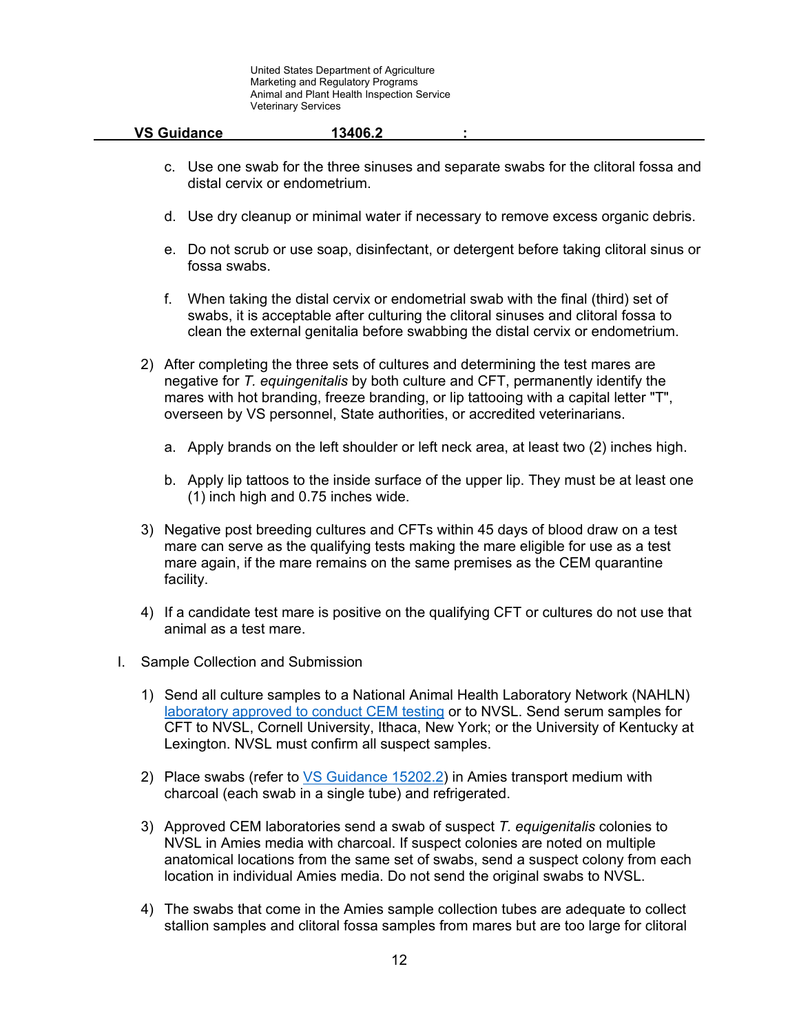c. Use one swab for the three sinuses and separate swabs for the clitoral fossa and distal cervix or endometrium.

d. Use dry cleanup or minimal water if necessary to remove excess organic debris.

e. Do not scrub or use soap, disinfectant, or detergent before taking clitoral sinus or fossa swabs.

f. When taking the distal cervix or endometrial swab with the final (third) set of swabs, it is acceptable after culturing the clitoral sinuses and clitoral fossa to clean the external genitalia before swabbing the distal cervix or endometrium.

2) After completing the three sets of cultures and determining the test mares are negative for *T. equingenitalis* by both culture and CFT, permanently identify the mares with hot branding, freeze branding, or lip tattooing with a capital letter "T", overseen by VS personnel, State authorities, or accredited veterinarians.

   a. Apply brands on the left shoulder or left neck area, at least two (2) inches high.

   b. Apply lip tattoos to the inside surface of the upper lip. They must be at least one (1) inch high and 0.75 inches wide.

3) Negative post breeding cultures and CFTs within 45 days of blood draw on a test mare can serve as the qualifying tests making the mare eligible for use as a test mare again, if the mare remains on the same premises as the CEM quarantine facility.

4) If a candidate test mare is positive on the qualifying CFT or cultures do not use that animal as a test mare.

I. Sample Collection and Submission

1) Send all culture samples to a National Animal Health Laboratory Network (NAHLN) laboratory approved to conduct CEM testing or to NVSL. Send serum samples for CFT to NVSL, Cornell University, Ithaca, New York; or the University of Kentucky at Lexington. NVSL must confirm all suspect samples.

2) Place swabs (refer to VS Guidance 15202.2) in Amies transport medium with charcoal (each swab in a single tube) and refrigerated.

3) Approved CEM laboratories send a swab of suspect *T. equigenitalis* colonies to NVSL in Amies media with charcoal. If suspect colonies are noted on multiple anatomical locations from the same set of swabs, send a suspect colony from each location in individual Amies media. Do not send the original swabs to NVSL.

4) The swabs that come in the Amies sample collection tubes are adequate to collect stallion samples and clitoral fossa samples from mares but are too large for clitoral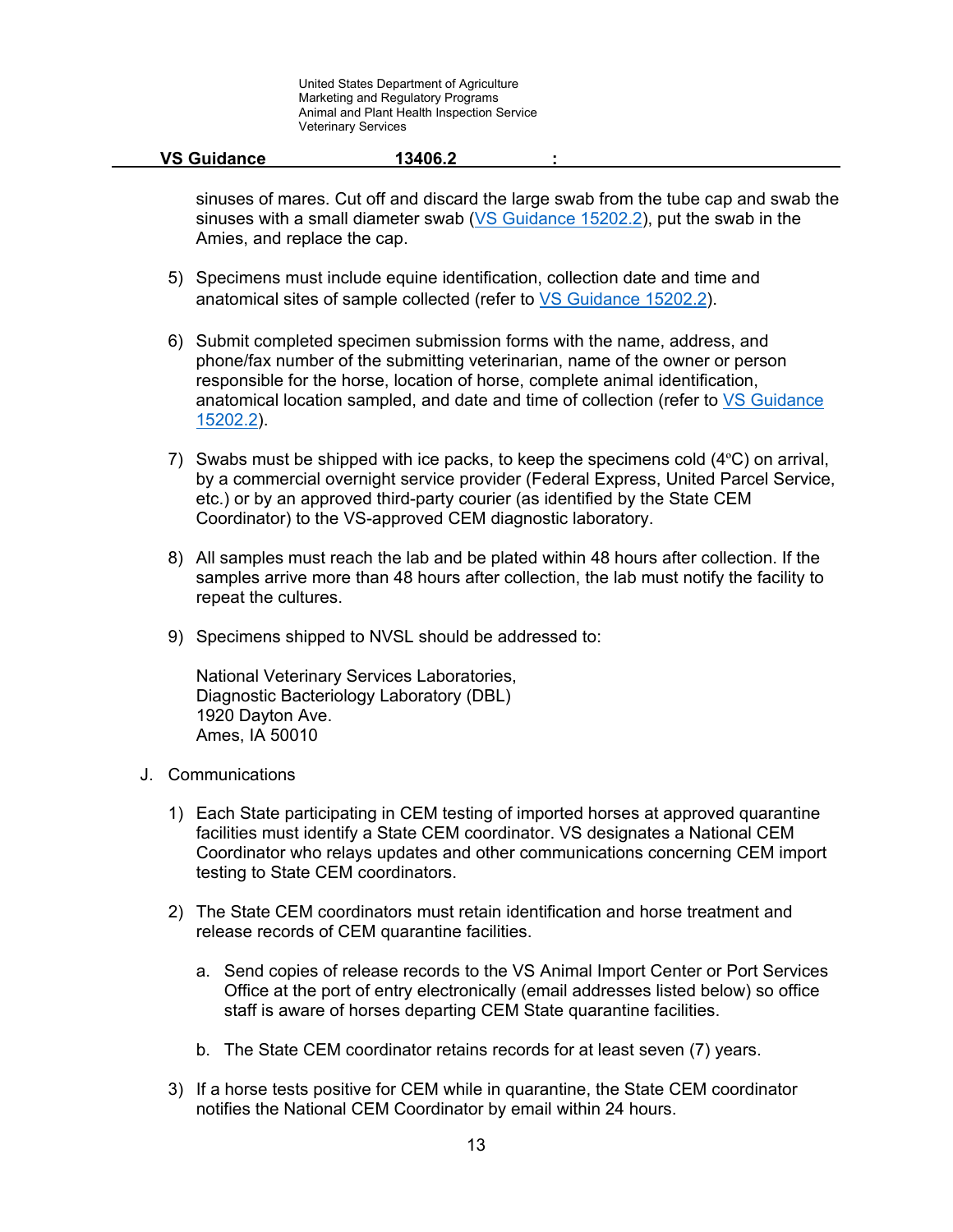sinuses of mares. Cut off and discard the large swab from the tube cap and swab the sinuses with a small diameter swab (VS Guidance 15202.2), put the swab in the Amies, and replace the cap.

5) Specimens must include equine identification, collection date and time and anatomical sites of sample collected (refer to VS Guidance 15202.2).

6) Submit completed specimen submission forms with the name, address, and phone/fax number of the submitting veterinarian, name of the owner or person responsible for the horse, location of horse, complete animal identification, anatomical location sampled, and date and time of collection (refer to VS Guidance 15202.2).

7) Swabs must be shipped with ice packs, to keep the specimens cold (4ºC) on arrival, by a commercial overnight service provider (Federal Express, United Parcel Service, etc.) or by an approved third-party courier (as identified by the State CEM Coordinator) to the VS-approved CEM diagnostic laboratory.

8) All samples must reach the lab and be plated within 48 hours after collection. If the samples arrive more than 48 hours after collection, the lab must notify the facility to repeat the cultures.

9) Specimens shipped to NVSL should be addressed to:

   National Veterinary Services Laboratories,
   Diagnostic Bacteriology Laboratory (DBL)
   1920 Dayton Ave.
   Ames, IA 50010

J. Communications

1) Each State participating in CEM testing of imported horses at approved quarantine facilities must identify a State CEM coordinator. VS designates a National CEM Coordinator who relays updates and other communications concerning CEM import testing to State CEM coordinators.

2) The State CEM coordinators must retain identification and horse treatment and release records of CEM quarantine facilities.

   a. Send copies of release records to the VS Animal Import Center or Port Services Office at the port of entry electronically (email addresses listed below) so office staff is aware of horses departing CEM State quarantine facilities.

   b. The State CEM coordinator retains records for at least seven (7) years.

3) If a horse tests positive for CEM while in quarantine, the State CEM coordinator notifies the National CEM Coordinator by email within 24 hours.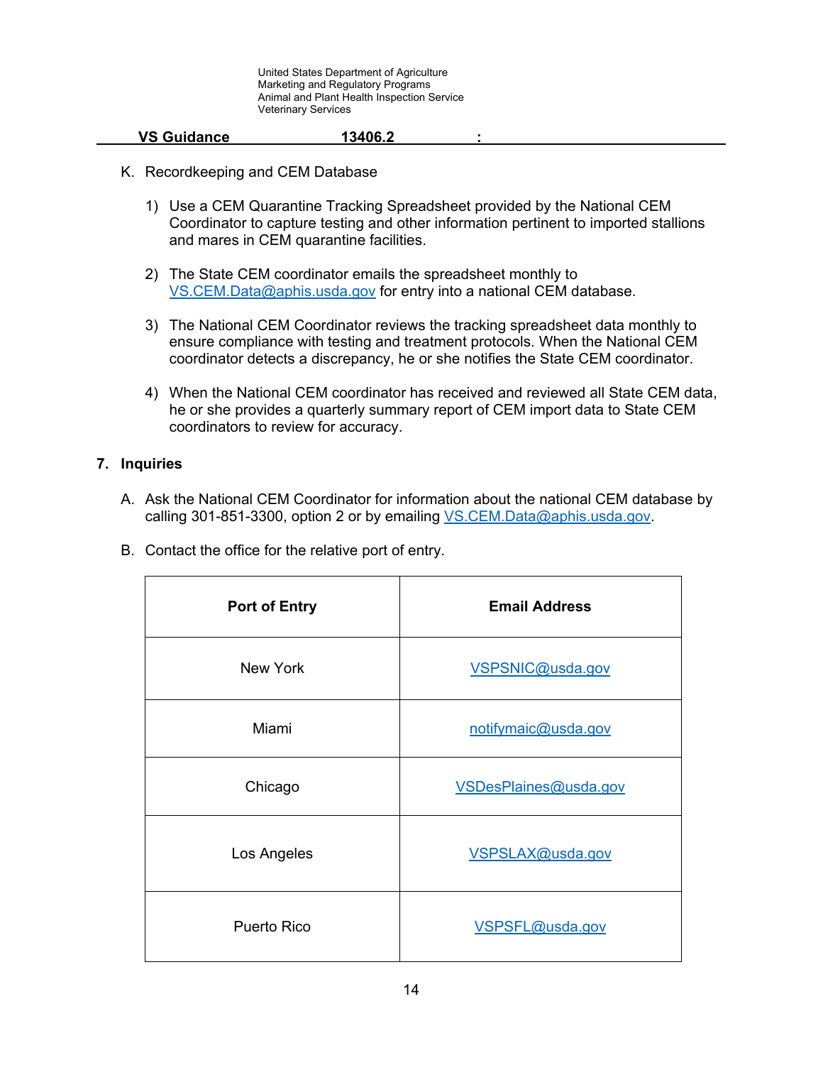K. Recordkeeping and CEM Database

1) Use a CEM Quarantine Tracking Spreadsheet provided by the National CEM Coordinator to capture testing and other information pertinent to imported stallions and mares in CEM quarantine facilities.

2) The State CEM coordinator emails the spreadsheet monthly to VS.CEM.Data@aphis.usda.gov for entry into a national CEM database.

3) The National CEM Coordinator reviews the tracking spreadsheet data monthly to ensure compliance with testing and treatment protocols. When the National CEM coordinator detects a discrepancy, he or she notifies the State CEM coordinator.

4) When the National CEM coordinator has received and reviewed all State CEM data, he or she provides a quarterly summary report of CEM import data to State CEM coordinators to review for accuracy.

## 7. Inquiries

A. Ask the National CEM Coordinator for information about the national CEM database by calling 301-851-3300, option 2 or by emailing VS.CEM.Data@aphis.usda.gov.

B. Contact the office for the relative port of entry.

| Port of Entry | Email Address |
|---|---|
| New York | VSPSNIC@usda.gov |
| Miami | notifymaic@usda.gov |
| Chicago | VSDesPlaines@usda.gov |
| Los Angeles | VSPSLAX@usda.gov |
| Puerto Rico | VSPSFL@usda.gov |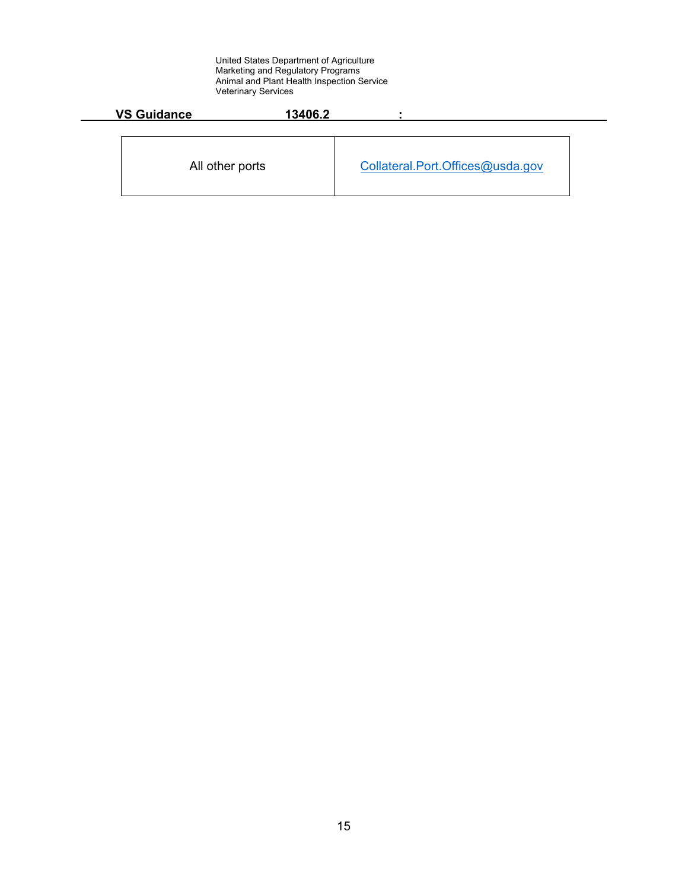| All other ports | Collateral.Port.Offices@usda.gov |
|---|---|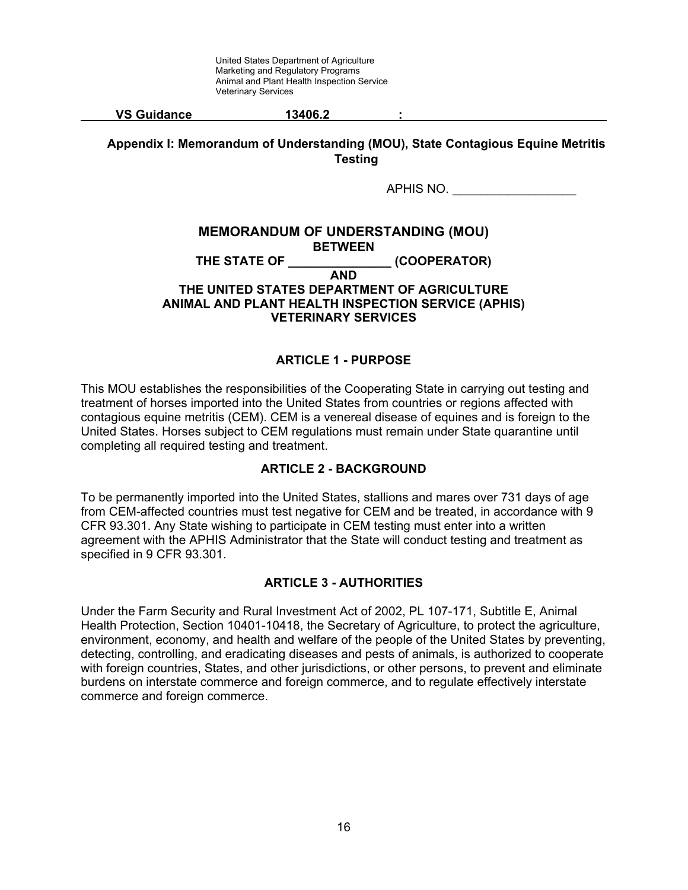United States Department of Agriculture
Marketing and Regulatory Programs
Animal and Plant Health Inspection Service
Veterinary Services

**VS Guidance 13406.2 :**

## Appendix I: Memorandum of Understanding (MOU), State Contagious Equine Metritis Testing

APHIS NO. \_\_\_\_\_\_\_\_\_\_\_\_\_\_\_\_\_\_

**MEMORANDUM OF UNDERSTANDING (MOU)**
**BETWEEN**
**THE STATE OF \_\_\_\_\_\_\_\_\_\_\_\_\_\_\_ (COOPERATOR)**
**AND**
**THE UNITED STATES DEPARTMENT OF AGRICULTURE**
**ANIMAL AND PLANT HEALTH INSPECTION SERVICE (APHIS)**
**VETERINARY SERVICES**

### ARTICLE 1 - PURPOSE

This MOU establishes the responsibilities of the Cooperating State in carrying out testing and treatment of horses imported into the United States from countries or regions affected with contagious equine metritis (CEM). CEM is a venereal disease of equines and is foreign to the United States. Horses subject to CEM regulations must remain under State quarantine until completing all required testing and treatment.

### ARTICLE 2 - BACKGROUND

To be permanently imported into the United States, stallions and mares over 731 days of age from CEM-affected countries must test negative for CEM and be treated, in accordance with 9 CFR 93.301. Any State wishing to participate in CEM testing must enter into a written agreement with the APHIS Administrator that the State will conduct testing and treatment as specified in 9 CFR 93.301.

### ARTICLE 3 - AUTHORITIES

Under the Farm Security and Rural Investment Act of 2002, PL 107-171, Subtitle E, Animal Health Protection, Section 10401-10418, the Secretary of Agriculture, to protect the agriculture, environment, economy, and health and welfare of the people of the United States by preventing, detecting, controlling, and eradicating diseases and pests of animals, is authorized to cooperate with foreign countries, States, and other jurisdictions, or other persons, to prevent and eliminate burdens on interstate commerce and foreign commerce, and to regulate effectively interstate commerce and foreign commerce.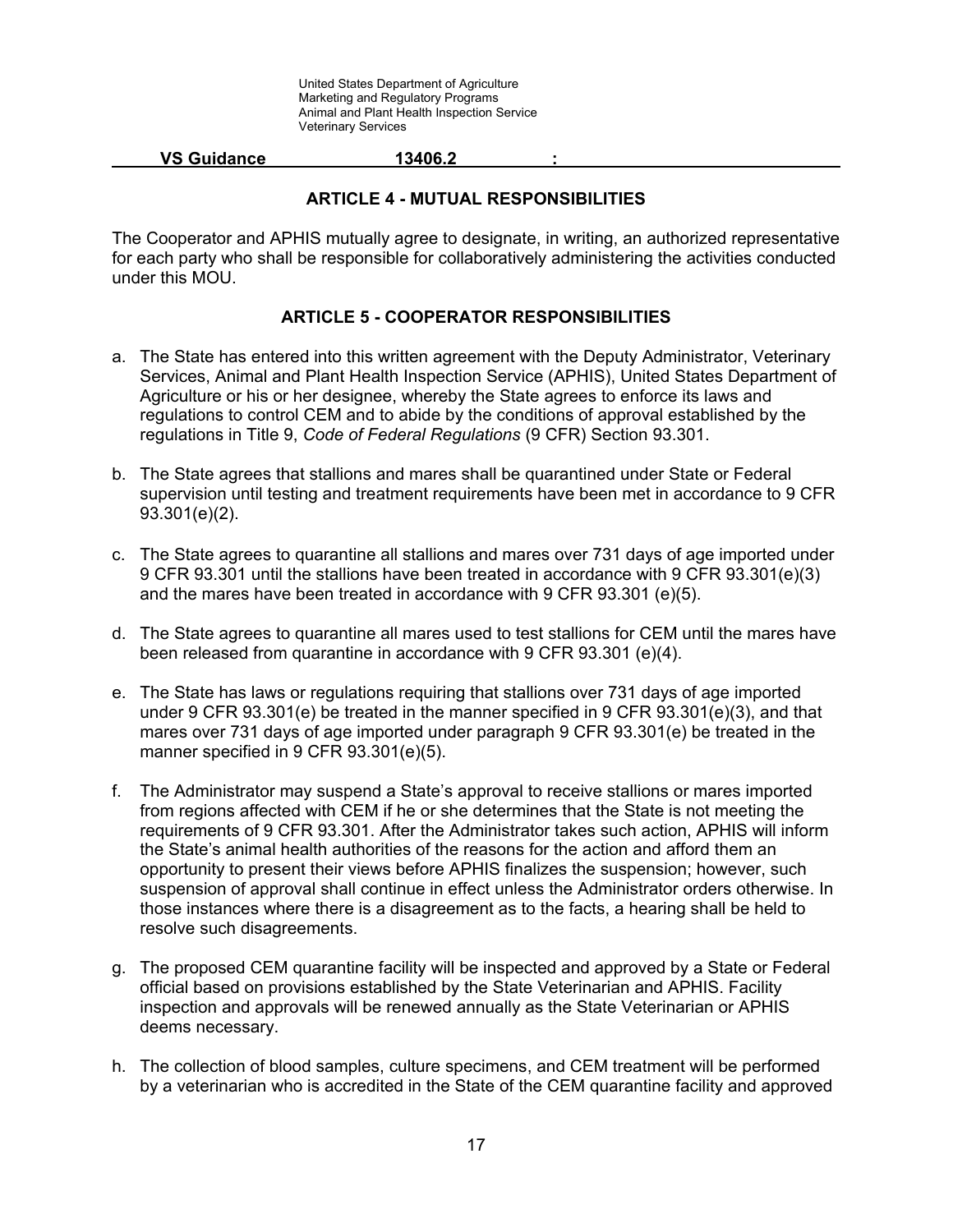## ARTICLE 4 - MUTUAL RESPONSIBILITIES

The Cooperator and APHIS mutually agree to designate, in writing, an authorized representative for each party who shall be responsible for collaboratively administering the activities conducted under this MOU.

## ARTICLE 5 - COOPERATOR RESPONSIBILITIES

a. The State has entered into this written agreement with the Deputy Administrator, Veterinary Services, Animal and Plant Health Inspection Service (APHIS), United States Department of Agriculture or his or her designee, whereby the State agrees to enforce its laws and regulations to control CEM and to abide by the conditions of approval established by the regulations in Title 9, *Code of Federal Regulations* (9 CFR) Section 93.301.

b. The State agrees that stallions and mares shall be quarantined under State or Federal supervision until testing and treatment requirements have been met in accordance to 9 CFR 93.301(e)(2).

c. The State agrees to quarantine all stallions and mares over 731 days of age imported under 9 CFR 93.301 until the stallions have been treated in accordance with 9 CFR 93.301(e)(3) and the mares have been treated in accordance with 9 CFR 93.301 (e)(5).

d. The State agrees to quarantine all mares used to test stallions for CEM until the mares have been released from quarantine in accordance with 9 CFR 93.301 (e)(4).

e. The State has laws or regulations requiring that stallions over 731 days of age imported under 9 CFR 93.301(e) be treated in the manner specified in 9 CFR 93.301(e)(3), and that mares over 731 days of age imported under paragraph 9 CFR 93.301(e) be treated in the manner specified in 9 CFR 93.301(e)(5).

f. The Administrator may suspend a State's approval to receive stallions or mares imported from regions affected with CEM if he or she determines that the State is not meeting the requirements of 9 CFR 93.301. After the Administrator takes such action, APHIS will inform the State's animal health authorities of the reasons for the action and afford them an opportunity to present their views before APHIS finalizes the suspension; however, such suspension of approval shall continue in effect unless the Administrator orders otherwise. In those instances where there is a disagreement as to the facts, a hearing shall be held to resolve such disagreements.

g. The proposed CEM quarantine facility will be inspected and approved by a State or Federal official based on provisions established by the State Veterinarian and APHIS. Facility inspection and approvals will be renewed annually as the State Veterinarian or APHIS deems necessary.

h. The collection of blood samples, culture specimens, and CEM treatment will be performed by a veterinarian who is accredited in the State of the CEM quarantine facility and approved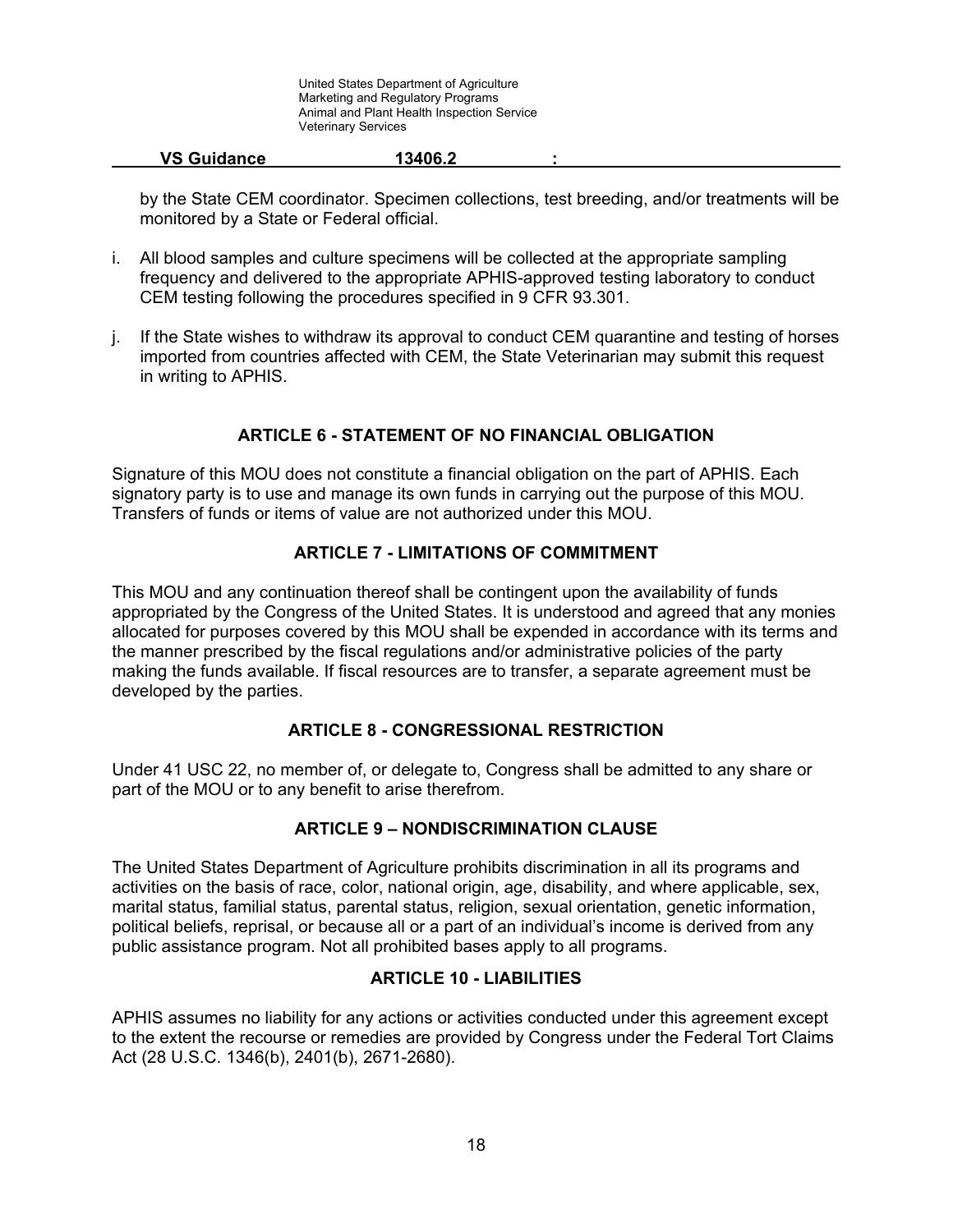by the State CEM coordinator. Specimen collections, test breeding, and/or treatments will be monitored by a State or Federal official.

i. All blood samples and culture specimens will be collected at the appropriate sampling frequency and delivered to the appropriate APHIS-approved testing laboratory to conduct CEM testing following the procedures specified in 9 CFR 93.301.

j. If the State wishes to withdraw its approval to conduct CEM quarantine and testing of horses imported from countries affected with CEM, the State Veterinarian may submit this request in writing to APHIS.

## ARTICLE 6 - STATEMENT OF NO FINANCIAL OBLIGATION

Signature of this MOU does not constitute a financial obligation on the part of APHIS. Each signatory party is to use and manage its own funds in carrying out the purpose of this MOU. Transfers of funds or items of value are not authorized under this MOU.

## ARTICLE 7 - LIMITATIONS OF COMMITMENT

This MOU and any continuation thereof shall be contingent upon the availability of funds appropriated by the Congress of the United States. It is understood and agreed that any monies allocated for purposes covered by this MOU shall be expended in accordance with its terms and the manner prescribed by the fiscal regulations and/or administrative policies of the party making the funds available. If fiscal resources are to transfer, a separate agreement must be developed by the parties.

## ARTICLE 8 - CONGRESSIONAL RESTRICTION

Under 41 USC 22, no member of, or delegate to, Congress shall be admitted to any share or part of the MOU or to any benefit to arise therefrom.

## ARTICLE 9 – NONDISCRIMINATION CLAUSE

The United States Department of Agriculture prohibits discrimination in all its programs and activities on the basis of race, color, national origin, age, disability, and where applicable, sex, marital status, familial status, parental status, religion, sexual orientation, genetic information, political beliefs, reprisal, or because all or a part of an individual's income is derived from any public assistance program. Not all prohibited bases apply to all programs.

## ARTICLE 10 - LIABILITIES

APHIS assumes no liability for any actions or activities conducted under this agreement except to the extent the recourse or remedies are provided by Congress under the Federal Tort Claims Act (28 U.S.C. 1346(b), 2401(b), 2671-2680).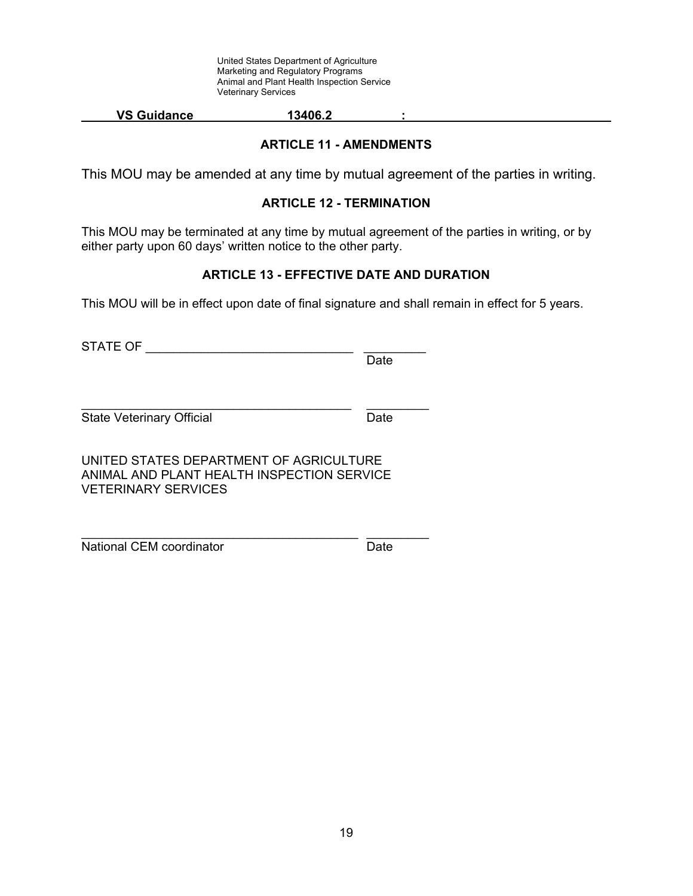## ARTICLE 11 - AMENDMENTS

This MOU may be amended at any time by mutual agreement of the parties in writing.

## ARTICLE 12 - TERMINATION

This MOU may be terminated at any time by mutual agreement of the parties in writing, or by either party upon 60 days' written notice to the other party.

## ARTICLE 13 - EFFECTIVE DATE AND DURATION

This MOU will be in effect upon date of final signature and shall remain in effect for 5 years.

STATE OF ______________________________ _________
Date

________________________________________ _________
State Veterinary Official Date

UNITED STATES DEPARTMENT OF AGRICULTURE
ANIMAL AND PLANT HEALTH INSPECTION SERVICE
VETERINARY SERVICES

________________________________________ _________
National CEM coordinator Date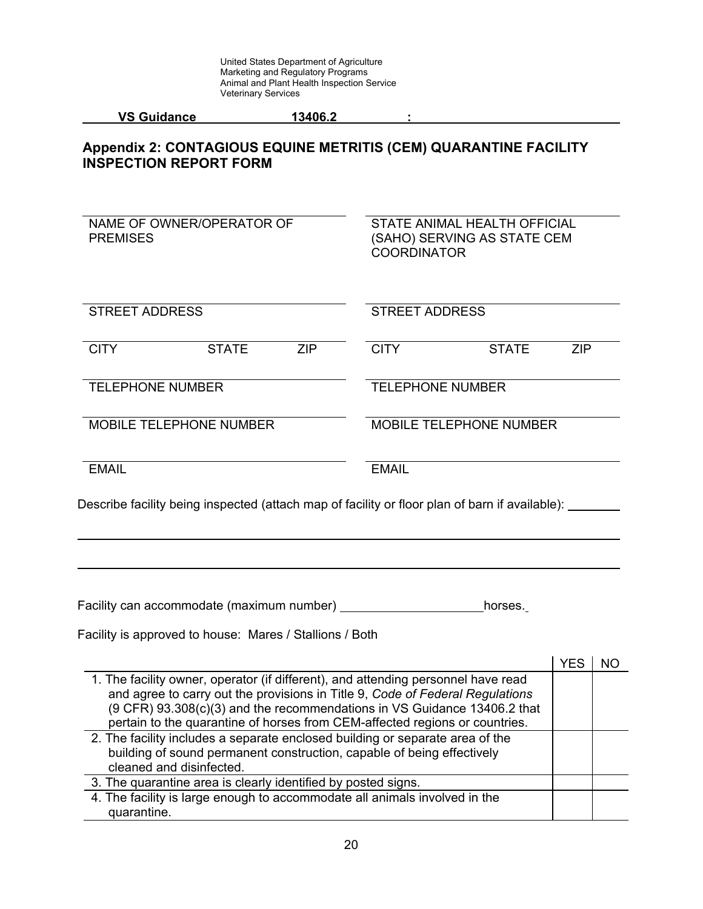United States Department of Agriculture
Marketing and Regulatory Programs
Animal and Plant Health Inspection Service
Veterinary Services

**VS Guidance 13406.2 :**

## Appendix 2: CONTAGIOUS EQUINE METRITIS (CEM) QUARANTINE FACILITY INSPECTION REPORT FORM

| NAME OF OWNER/OPERATOR OF PREMISES | STATE ANIMAL HEALTH OFFICIAL (SAHO) SERVING AS STATE CEM COORDINATOR |
|---|---|
| STREET ADDRESS | STREET ADDRESS |
| CITY STATE ZIP | CITY STATE ZIP |
| TELEPHONE NUMBER | TELEPHONE NUMBER |
| MOBILE TELEPHONE NUMBER | MOBILE TELEPHONE NUMBER |
| EMAIL | EMAIL |

Describe facility being inspected (attach map of facility or floor plan of barn if available): ________

______________________________________________________________________

______________________________________________________________________

Facility can accommodate (maximum number) ____________________ horses.

Facility is approved to house: Mares / Stallions / Both

| | YES | NO |
|---|---|---|
| 1. The facility owner, operator (if different), and attending personnel have read and agree to carry out the provisions in Title 9, *Code of Federal Regulations* (9 CFR) 93.308(c)(3) and the recommendations in VS Guidance 13406.2 that pertain to the quarantine of horses from CEM-affected regions or countries. | | |
| 2. The facility includes a separate enclosed building or separate area of the building of sound permanent construction, capable of being effectively cleaned and disinfected. | | |
| 3. The quarantine area is clearly identified by posted signs. | | |
| 4. The facility is large enough to accommodate all animals involved in the quarantine. | | |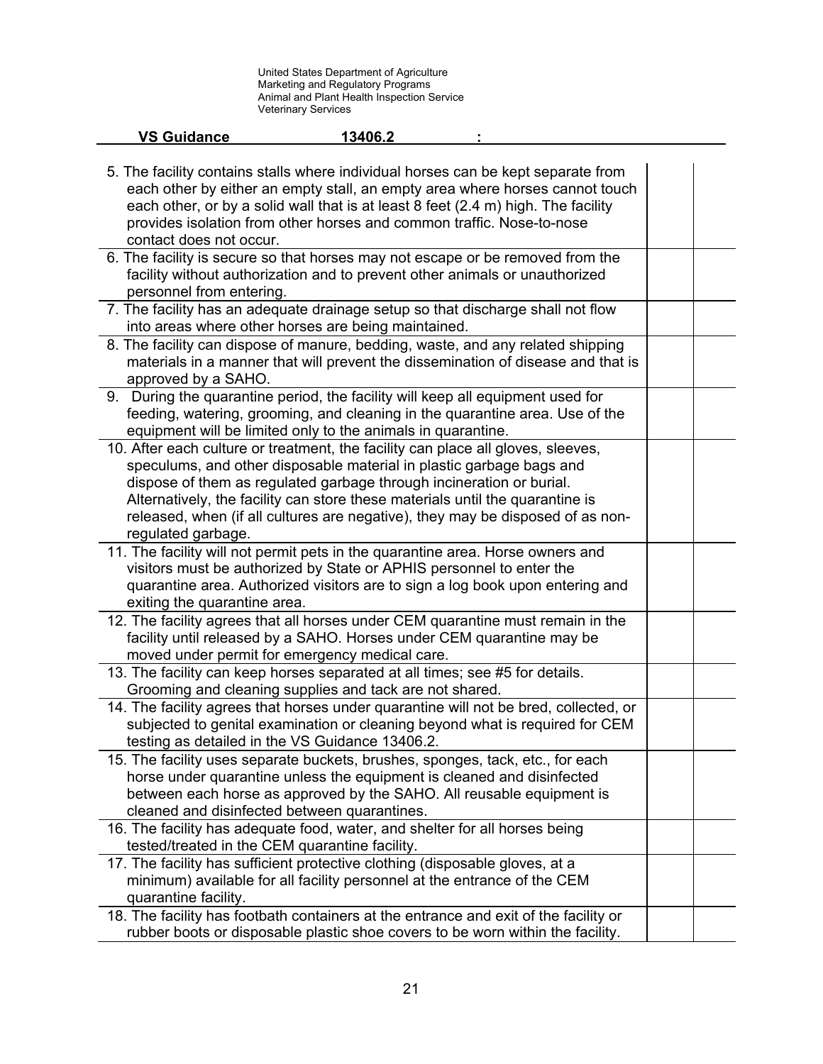| | | |
|---|---|---|
| 5. The facility contains stalls where individual horses can be kept separate from each other by either an empty stall, an empty area where horses cannot touch each other, or by a solid wall that is at least 8 feet (2.4 m) high. The facility provides isolation from other horses and common traffic. Nose-to-nose contact does not occur. | | |
| 6. The facility is secure so that horses may not escape or be removed from the facility without authorization and to prevent other animals or unauthorized personnel from entering. | | |
| 7. The facility has an adequate drainage setup so that discharge shall not flow into areas where other horses are being maintained. | | |
| 8. The facility can dispose of manure, bedding, waste, and any related shipping materials in a manner that will prevent the dissemination of disease and that is approved by a SAHO. | | |
| 9. During the quarantine period, the facility will keep all equipment used for feeding, watering, grooming, and cleaning in the quarantine area. Use of the equipment will be limited only to the animals in quarantine. | | |
| 10. After each culture or treatment, the facility can place all gloves, sleeves, speculums, and other disposable material in plastic garbage bags and dispose of them as regulated garbage through incineration or burial. Alternatively, the facility can store these materials until the quarantine is released, when (if all cultures are negative), they may be disposed of as non-regulated garbage. | | |
| 11. The facility will not permit pets in the quarantine area. Horse owners and visitors must be authorized by State or APHIS personnel to enter the quarantine area. Authorized visitors are to sign a log book upon entering and exiting the quarantine area. | | |
| 12. The facility agrees that all horses under CEM quarantine must remain in the facility until released by a SAHO. Horses under CEM quarantine may be moved under permit for emergency medical care. | | |
| 13. The facility can keep horses separated at all times; see #5 for details. Grooming and cleaning supplies and tack are not shared. | | |
| 14. The facility agrees that horses under quarantine will not be bred, collected, or subjected to genital examination or cleaning beyond what is required for CEM testing as detailed in the VS Guidance 13406.2. | | |
| 15. The facility uses separate buckets, brushes, sponges, tack, etc., for each horse under quarantine unless the equipment is cleaned and disinfected between each horse as approved by the SAHO. All reusable equipment is cleaned and disinfected between quarantines. | | |
| 16. The facility has adequate food, water, and shelter for all horses being tested/treated in the CEM quarantine facility. | | |
| 17. The facility has sufficient protective clothing (disposable gloves, at a minimum) available for all facility personnel at the entrance of the CEM quarantine facility. | | |
| 18. The facility has footbath containers at the entrance and exit of the facility or rubber boots or disposable plastic shoe covers to be worn within the facility. | | |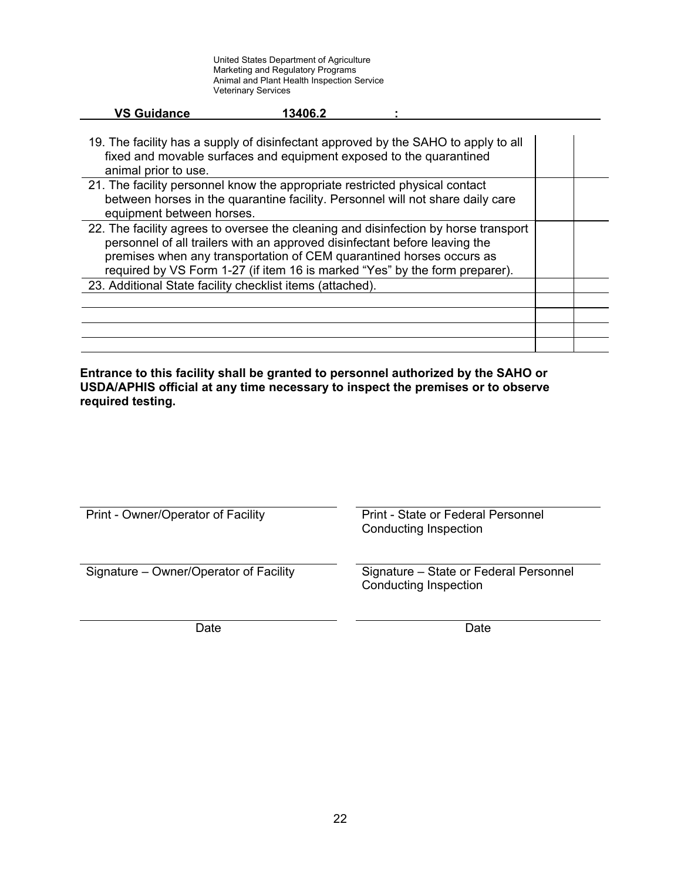United States Department of Agriculture
Marketing and Regulatory Programs
Animal and Plant Health Inspection Service
Veterinary Services

**VS Guidance 13406.2 :**

| | | |
|---|---|---|
| 19. The facility has a supply of disinfectant approved by the SAHO to apply to all fixed and movable surfaces and equipment exposed to the quarantined animal prior to use. | | |
| 21. The facility personnel know the appropriate restricted physical contact between horses in the quarantine facility. Personnel will not share daily care equipment between horses. | | |
| 22. The facility agrees to oversee the cleaning and disinfection by horse transport personnel of all trailers with an approved disinfectant before leaving the premises when any transportation of CEM quarantined horses occurs as required by VS Form 1-27 (if item 16 is marked "Yes" by the form preparer). | | |
| 23. Additional State facility checklist items (attached). | | |
| | | |
| | | |
| | | |
| | | |

**Entrance to this facility shall be granted to personnel authorized by the SAHO or USDA/APHIS official at any time necessary to inspect the premises or to observe required testing.**

Print - Owner/Operator of Facility

Print - State or Federal Personnel Conducting Inspection

Signature – Owner/Operator of Facility

Signature – State or Federal Personnel Conducting Inspection

Date

Date